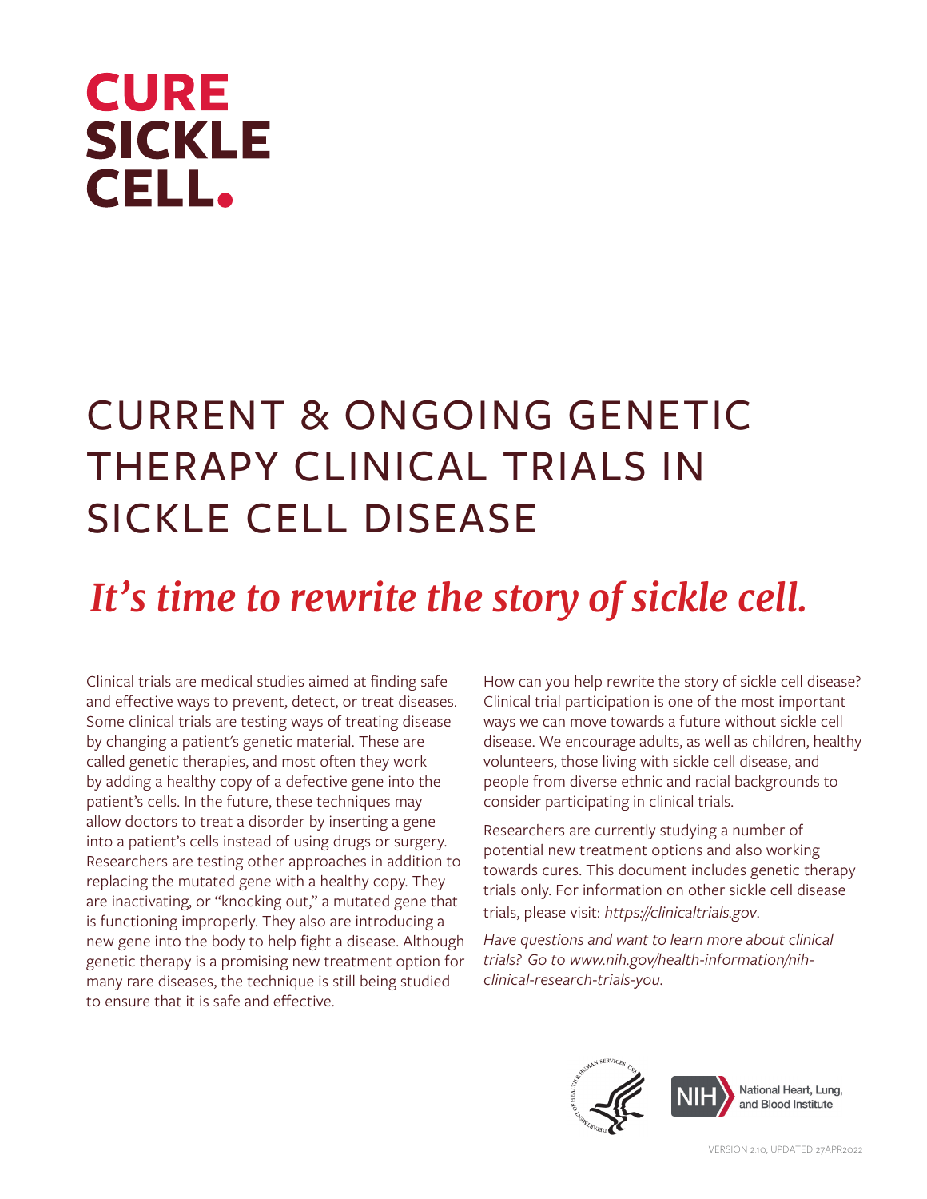# CURE SICKLE CELL.

# CURRENT & ONGOING GENETIC THERAPY CLINICAL TRIALS IN SICKLE CELL DISEASE

## *It's time to rewrite the story of sickle cell.*

Clinical trials are medical studies aimed at finding safe and effective ways to prevent, detect, or treat diseases. Some clinical trials are testing ways of treating disease by changing a patient's genetic material. These are called genetic therapies, and most often they work by adding a healthy copy of a defective gene into the patient's cells. In the future, these techniques may allow doctors to treat a disorder by inserting a gene into a patient's cells instead of using drugs or surgery. Researchers are testing other approaches in addition to replacing the mutated gene with a healthy copy. They are inactivating, or "knocking out," a mutated gene that is functioning improperly. They also are introducing a new gene into the body to help fight a disease. Although genetic therapy is a promising new treatment option for many rare diseases, the technique is still being studied to ensure that it is safe and effective.

How can you help rewrite the story of sickle cell disease? Clinical trial participation is one of the most important ways we can move towards a future without sickle cell disease. We encourage adults, as well as children, healthy volunteers, those living with sickle cell disease, and people from diverse ethnic and racial backgrounds to consider participating in clinical trials.

Researchers are currently studying a number of potential new treatment options and also working towards cures. This document includes genetic therapy trials only. For information on other sickle cell disease trials, please visit: *https://clinicaltrials.gov*.

*Have questions and want to learn more about clinical trials? Go to www.nih.gov/health-information/nih-clinical-research-trials-you.*

NIH National Heart, Lung, and Blood Institute

VERSION 2.10; UPDATED 27APR2022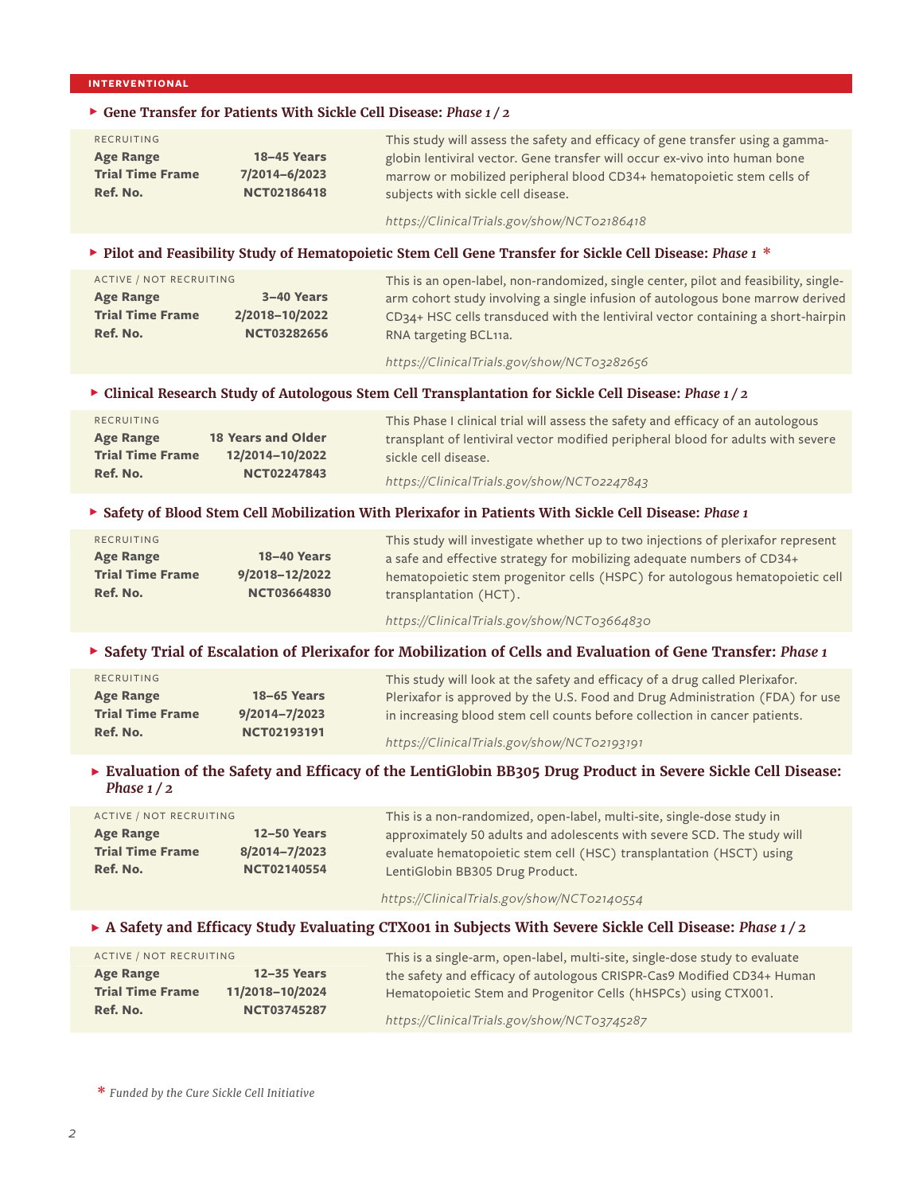## INTERVENTIONAL

### ▸ Gene Transfer for Patients With Sickle Cell Disease: *Phase 1 / 2*

RECRUITING

| | |
|---|---|
| **Age Range** | **18–45 Years** |
| **Trial Time Frame** | **7/2014–6/2023** |
| **Ref. No.** | **NCT02186418** |

This study will assess the safety and efficacy of gene transfer using a gamma-globin lentiviral vector. Gene transfer will occur ex-vivo into human bone marrow or mobilized peripheral blood CD34+ hematopoietic stem cells of subjects with sickle cell disease.

*https://ClinicalTrials.gov/show/NCT02186418*

### ▸ Pilot and Feasibility Study of Hematopoietic Stem Cell Gene Transfer for Sickle Cell Disease: *Phase 1* *

ACTIVE / NOT RECRUITING

| | |
|---|---|
| **Age Range** | **3–40 Years** |
| **Trial Time Frame** | **2/2018–10/2022** |
| **Ref. No.** | **NCT03282656** |

This is an open-label, non-randomized, single center, pilot and feasibility, single-arm cohort study involving a single infusion of autologous bone marrow derived CD34+ HSC cells transduced with the lentiviral vector containing a short-hairpin RNA targeting BCL11a.

*https://ClinicalTrials.gov/show/NCT03282656*

### ▸ Clinical Research Study of Autologous Stem Cell Transplantation for Sickle Cell Disease: *Phase 1 / 2*

RECRUITING

| | |
|---|---|
| **Age Range** | **18 Years and Older** |
| **Trial Time Frame** | **12/2014–10/2022** |
| **Ref. No.** | **NCT02247843** |

This Phase I clinical trial will assess the safety and efficacy of an autologous transplant of lentiviral vector modified peripheral blood for adults with severe sickle cell disease.

*https://ClinicalTrials.gov/show/NCT02247843*

### ▸ Safety of Blood Stem Cell Mobilization With Plerixafor in Patients With Sickle Cell Disease: *Phase 1*

RECRUITING

| | |
|---|---|
| **Age Range** | **18–40 Years** |
| **Trial Time Frame** | **9/2018–12/2022** |
| **Ref. No.** | **NCT03664830** |

This study will investigate whether up to two injections of plerixafor represent a safe and effective strategy for mobilizing adequate numbers of CD34+ hematopoietic stem progenitor cells (HSPC) for autologous hematopoietic cell transplantation (HCT).

*https://ClinicalTrials.gov/show/NCT03664830*

### ▸ Safety Trial of Escalation of Plerixafor for Mobilization of Cells and Evaluation of Gene Transfer: *Phase 1*

RECRUITING

| | |
|---|---|
| **Age Range** | **18–65 Years** |
| **Trial Time Frame** | **9/2014–7/2023** |
| **Ref. No.** | **NCT02193191** |

This study will look at the safety and efficacy of a drug called Plerixafor. Plerixafor is approved by the U.S. Food and Drug Administration (FDA) for use in increasing blood stem cell counts before collection in cancer patients.

*https://ClinicalTrials.gov/show/NCT02193191*

### ▸ Evaluation of the Safety and Efficacy of the LentiGlobin BB305 Drug Product in Severe Sickle Cell Disease: *Phase 1 / 2*

ACTIVE / NOT RECRUITING

| | |
|---|---|
| **Age Range** | **12–50 Years** |
| **Trial Time Frame** | **8/2014–7/2023** |
| **Ref. No.** | **NCT02140554** |

This is a non-randomized, open-label, multi-site, single-dose study in approximately 50 adults and adolescents with severe SCD. The study will evaluate hematopoietic stem cell (HSC) transplantation (HSCT) using LentiGlobin BB305 Drug Product.

*https://ClinicalTrials.gov/show/NCT02140554*

### ▸ A Safety and Efficacy Study Evaluating CTX001 in Subjects With Severe Sickle Cell Disease: *Phase 1 / 2*

ACTIVE / NOT RECRUITING

| | |
|---|---|
| **Age Range** | **12–35 Years** |
| **Trial Time Frame** | **11/2018–10/2024** |
| **Ref. No.** | **NCT03745287** |

This is a single-arm, open-label, multi-site, single-dose study to evaluate the safety and efficacy of autologous CRISPR-Cas9 Modified CD34+ Human Hematopoietic Stem and Progenitor Cells (hHSPCs) using CTX001.

*https://ClinicalTrials.gov/show/NCT03745287*

\* *Funded by the Cure Sickle Cell Initiative*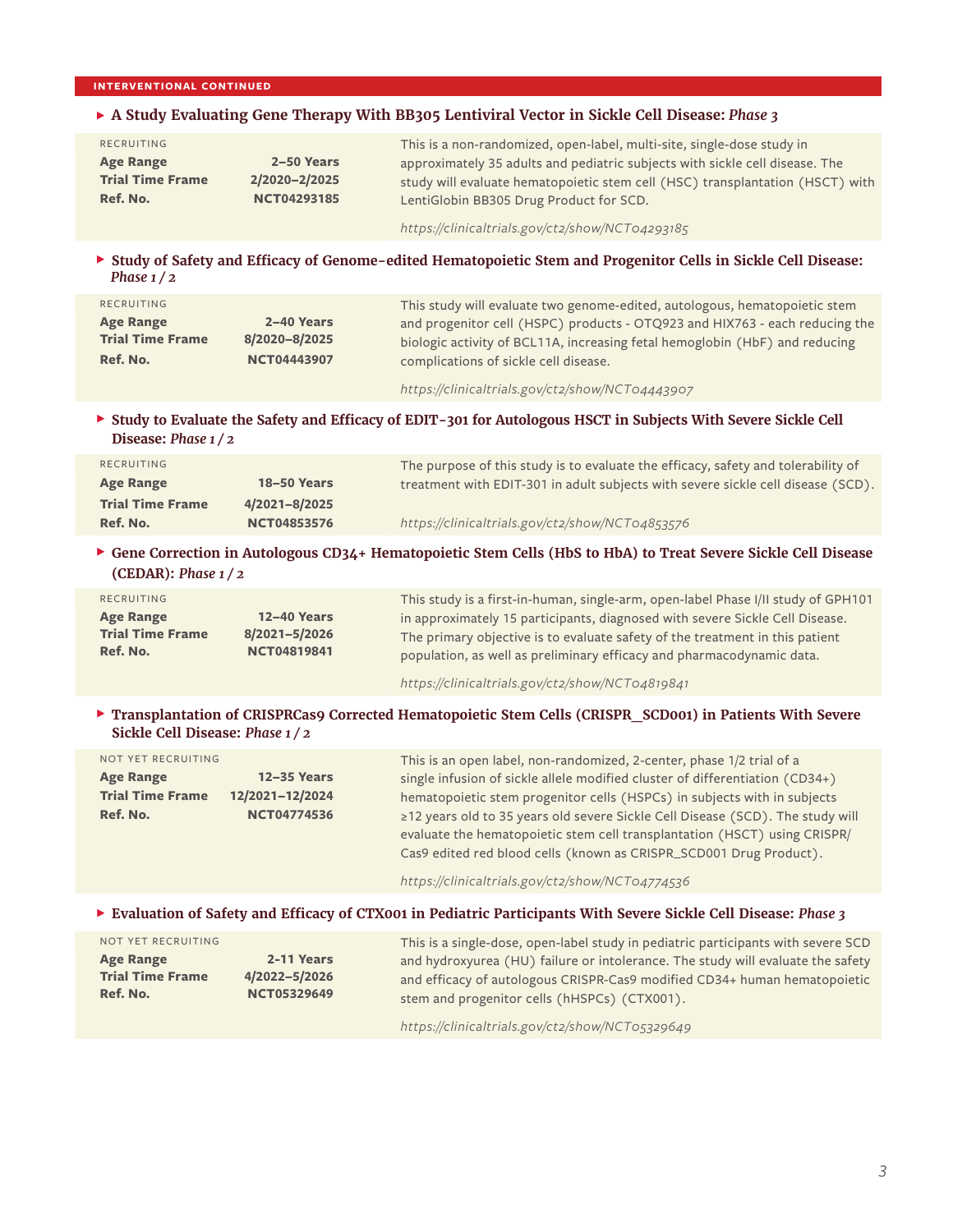**INTERVENTIONAL CONTINUED**

### ▶ A Study Evaluating Gene Therapy With BB305 Lentiviral Vector in Sickle Cell Disease: *Phase 3*

RECRUITING

| | |
|---|---|
| **Age Range** | **2–50 Years** |
| **Trial Time Frame** | **2/2020–2/2025** |
| **Ref. No.** | **NCT04293185** |

This is a non-randomized, open-label, multi-site, single-dose study in approximately 35 adults and pediatric subjects with sickle cell disease. The study will evaluate hematopoietic stem cell (HSC) transplantation (HSCT) with LentiGlobin BB305 Drug Product for SCD.

*https://clinicaltrials.gov/ct2/show/NCT04293185*

### ▶ Study of Safety and Efficacy of Genome-edited Hematopoietic Stem and Progenitor Cells in Sickle Cell Disease: *Phase 1 / 2*

RECRUITING

| | |
|---|---|
| **Age Range** | **2–40 Years** |
| **Trial Time Frame** | **8/2020–8/2025** |
| **Ref. No.** | **NCT04443907** |

This study will evaluate two genome-edited, autologous, hematopoietic stem and progenitor cell (HSPC) products - OTQ923 and HIX763 - each reducing the biologic activity of BCL11A, increasing fetal hemoglobin (HbF) and reducing complications of sickle cell disease.

*https://clinicaltrials.gov/ct2/show/NCT04443907*

### ▶ Study to Evaluate the Safety and Efficacy of EDIT-301 for Autologous HSCT in Subjects With Severe Sickle Cell Disease: *Phase 1 / 2*

RECRUITING

| | |
|---|---|
| **Age Range** | **18–50 Years** |
| **Trial Time Frame** | **4/2021–8/2025** |
| **Ref. No.** | **NCT04853576** |

The purpose of this study is to evaluate the efficacy, safety and tolerability of treatment with EDIT-301 in adult subjects with severe sickle cell disease (SCD).

*https://clinicaltrials.gov/ct2/show/NCT04853576*

### ▶ Gene Correction in Autologous CD34+ Hematopoietic Stem Cells (HbS to HbA) to Treat Severe Sickle Cell Disease (CEDAR): *Phase 1 / 2*

RECRUITING

| | |
|---|---|
| **Age Range** | **12–40 Years** |
| **Trial Time Frame** | **8/2021–5/2026** |
| **Ref. No.** | **NCT04819841** |

This study is a first-in-human, single-arm, open-label Phase I/II study of GPH101 in approximately 15 participants, diagnosed with severe Sickle Cell Disease. The primary objective is to evaluate safety of the treatment in this patient population, as well as preliminary efficacy and pharmacodynamic data.

*https://clinicaltrials.gov/ct2/show/NCT04819841*

### ▶ Transplantation of CRISPRCas9 Corrected Hematopoietic Stem Cells (CRISPR_SCD001) in Patients With Severe Sickle Cell Disease: *Phase 1 / 2*

NOT YET RECRUITING

| | |
|---|---|
| **Age Range** | **12–35 Years** |
| **Trial Time Frame** | **12/2021–12/2024** |
| **Ref. No.** | **NCT04774536** |

This is an open label, non-randomized, 2-center, phase 1/2 trial of a single infusion of sickle allele modified cluster of differentiation (CD34+) hematopoietic stem progenitor cells (HSPCs) in subjects with in subjects ≥12 years old to 35 years old severe Sickle Cell Disease (SCD). The study will evaluate the hematopoietic stem cell transplantation (HSCT) using CRISPR/Cas9 edited red blood cells (known as CRISPR_SCD001 Drug Product).

*https://clinicaltrials.gov/ct2/show/NCT04774536*

### ▶ Evaluation of Safety and Efficacy of CTX001 in Pediatric Participants With Severe Sickle Cell Disease: *Phase 3*

NOT YET RECRUITING

| | |
|---|---|
| **Age Range** | **2-11 Years** |
| **Trial Time Frame** | **4/2022–5/2026** |
| **Ref. No.** | **NCT05329649** |

This is a single-dose, open-label study in pediatric participants with severe SCD and hydroxyurea (HU) failure or intolerance. The study will evaluate the safety and efficacy of autologous CRISPR-Cas9 modified CD34+ human hematopoietic stem and progenitor cells (hHSPCs) (CTX001).

*https://clinicaltrials.gov/ct2/show/NCT05329649*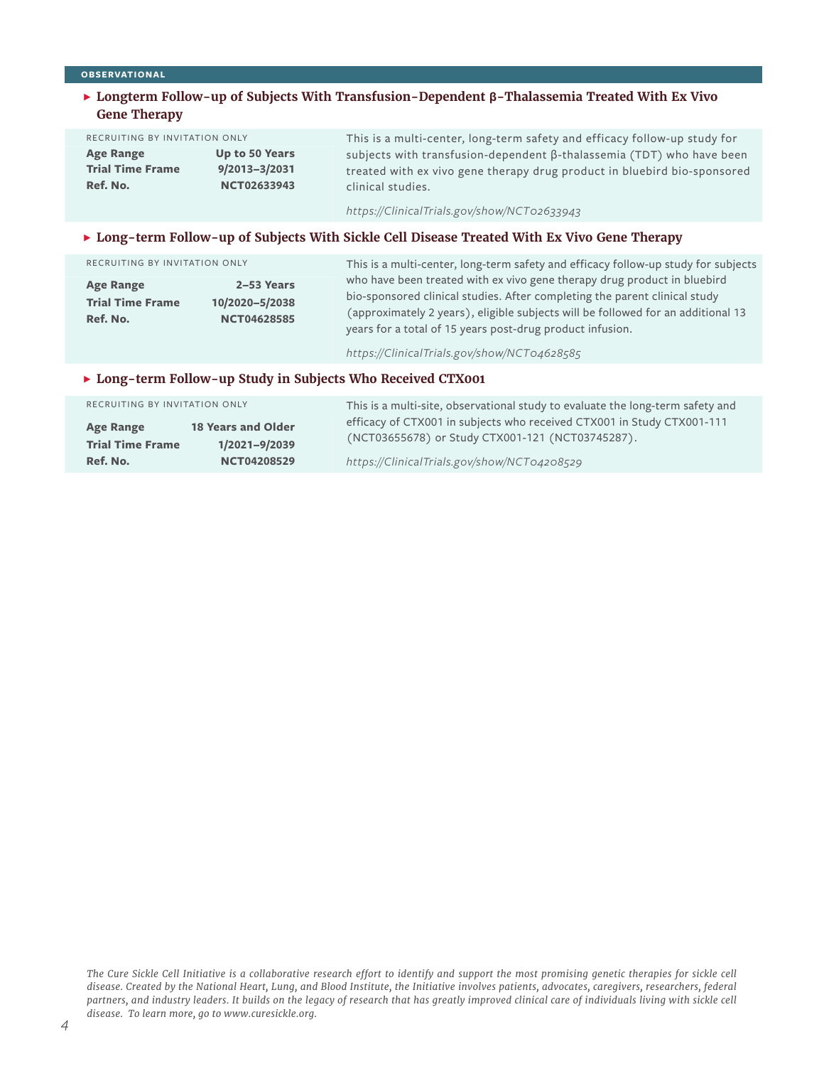**OBSERVATIONAL**

### ▸ Longterm Follow-up of Subjects With Transfusion-Dependent β-Thalassemia Treated With Ex Vivo Gene Therapy

RECRUITING BY INVITATION ONLY

| | |
|---|---|
| **Age Range** | **Up to 50 Years** |
| **Trial Time Frame** | **9/2013–3/2031** |
| **Ref. No.** | **NCT02633943** |

This is a multi-center, long-term safety and efficacy follow-up study for subjects with transfusion-dependent β-thalassemia (TDT) who have been treated with ex vivo gene therapy drug product in bluebird bio-sponsored clinical studies.

*https://ClinicalTrials.gov/show/NCT02633943*

### ▸ Long-term Follow-up of Subjects With Sickle Cell Disease Treated With Ex Vivo Gene Therapy

RECRUITING BY INVITATION ONLY

| | |
|---|---|
| **Age Range** | **2–53 Years** |
| **Trial Time Frame** | **10/2020–5/2038** |
| **Ref. No.** | **NCT04628585** |

This is a multi-center, long-term safety and efficacy follow-up study for subjects who have been treated with ex vivo gene therapy drug product in bluebird bio-sponsored clinical studies. After completing the parent clinical study (approximately 2 years), eligible subjects will be followed for an additional 13 years for a total of 15 years post-drug product infusion.

*https://ClinicalTrials.gov/show/NCT04628585*

### ▸ Long-term Follow-up Study in Subjects Who Received CTX001

RECRUITING BY INVITATION ONLY

| | |
|---|---|
| **Age Range** | **18 Years and Older** |
| **Trial Time Frame** | **1/2021–9/2039** |
| **Ref. No.** | **NCT04208529** |

This is a multi-site, observational study to evaluate the long-term safety and efficacy of CTX001 in subjects who received CTX001 in Study CTX001-111 (NCT03655678) or Study CTX001-121 (NCT03745287).

*https://ClinicalTrials.gov/show/NCT04208529*

*The Cure Sickle Cell Initiative is a collaborative research effort to identify and support the most promising genetic therapies for sickle cell disease. Created by the National Heart, Lung, and Blood Institute, the Initiative involves patients, advocates, caregivers, researchers, federal partners, and industry leaders. It builds on the legacy of research that has greatly improved clinical care of individuals living with sickle cell disease. To learn more, go to www.curesickle.org.*